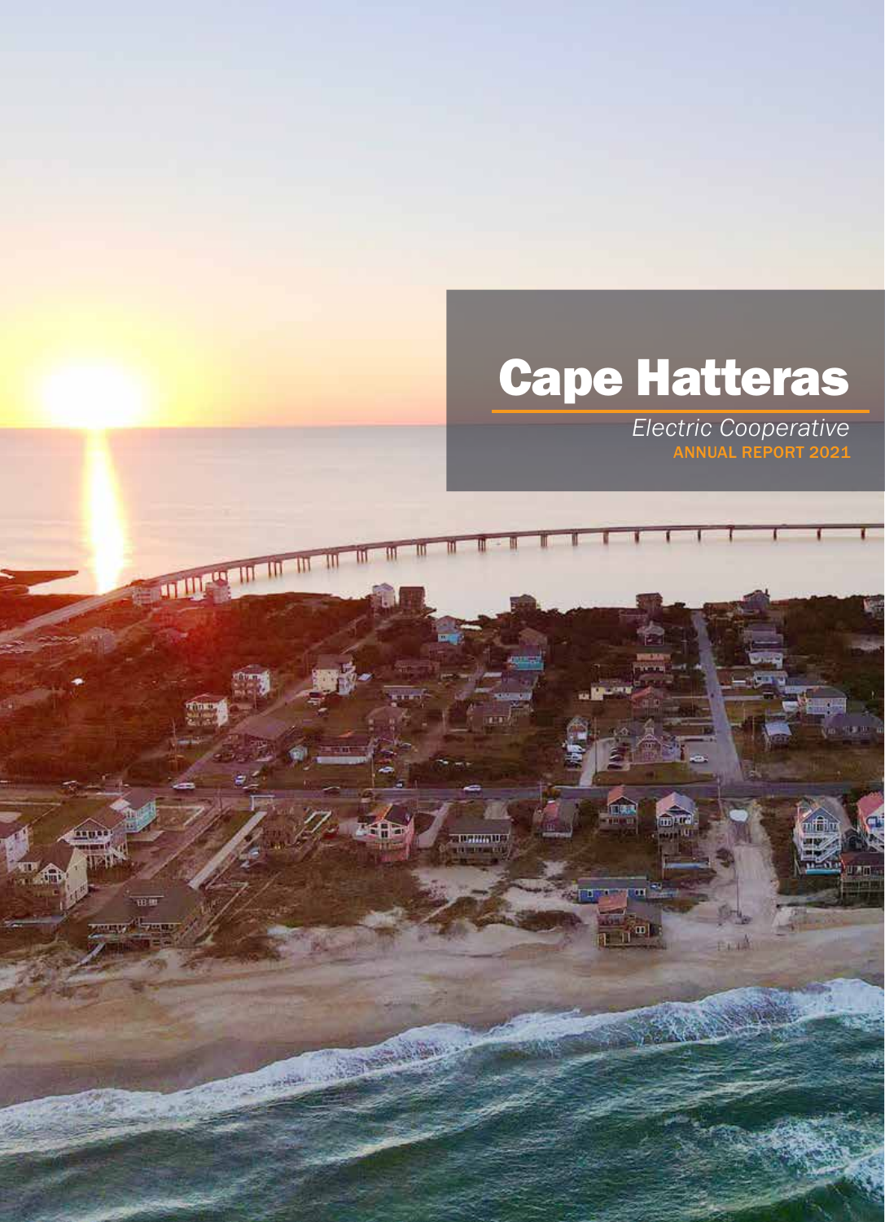# Cape Hatteras

*Electric Cooperative*

ANNUAL REPORT 2021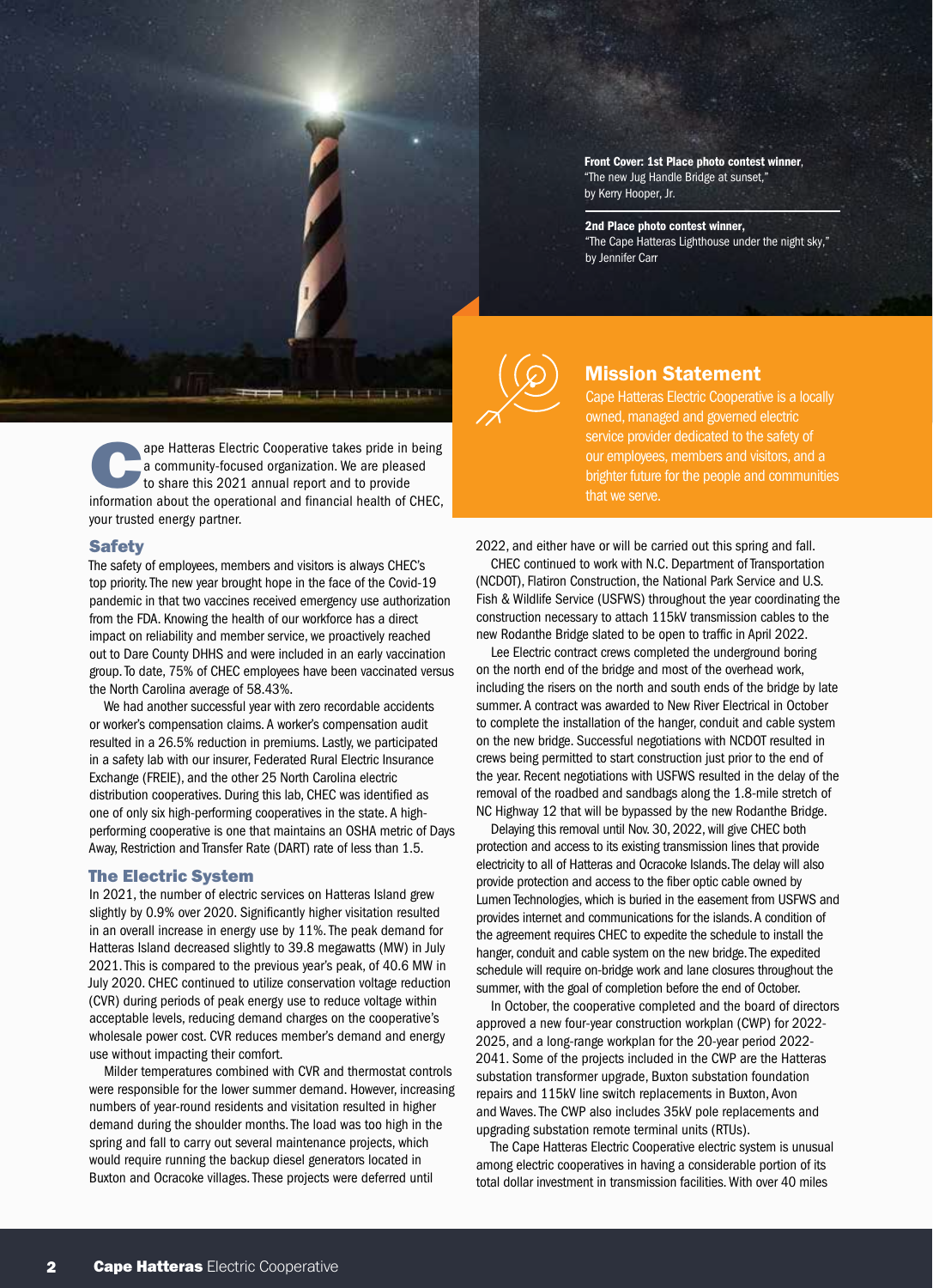**Front Cover: 1st Place photo contest winner**, "The new Jug Handle Bridge at sunset," by Kerry Hooper, Jr.

**2nd Place photo contest winner**, "The Cape Hatteras Lighthouse under the night sky," by Jennifer Carr

## Mission Statement

Cape Hatteras Electric Cooperative is a locally owned, managed and governed electric service provider dedicated to the safety of our employees, members and visitors, and a brighter future for the people and communities that we serve.

Cape Hatteras Electric Cooperative takes pride in being a community-focused organization. We are pleased to share this 2021 annual report and to provide information about the operational and financial health of CHEC, your trusted energy partner.

## Safety

The safety of employees, members and visitors is always CHEC's top priority. The new year brought hope in the face of the Covid-19 pandemic in that two vaccines received emergency use authorization from the FDA. Knowing the health of our workforce has a direct impact on reliability and member service, we proactively reached out to Dare County DHHS and were included in an early vaccination group. To date, 75% of CHEC employees have been vaccinated versus the North Carolina average of 58.43%.

We had another successful year with zero recordable accidents or worker's compensation claims. A worker's compensation audit resulted in a 26.5% reduction in premiums. Lastly, we participated in a safety lab with our insurer, Federated Rural Electric Insurance Exchange (FREIE), and the other 25 North Carolina electric distribution cooperatives. During this lab, CHEC was identified as one of only six high-performing cooperatives in the state. A high-performing cooperative is one that maintains an OSHA metric of Days Away, Restriction and Transfer Rate (DART) rate of less than 1.5.

## The Electric System

In 2021, the number of electric services on Hatteras Island grew slightly by 0.9% over 2020. Significantly higher visitation resulted in an overall increase in energy use by 11%. The peak demand for Hatteras Island decreased slightly to 39.8 megawatts (MW) in July 2021. This is compared to the previous year's peak, of 40.6 MW in July 2020. CHEC continued to utilize conservation voltage reduction (CVR) during periods of peak energy use to reduce voltage within acceptable levels, reducing demand charges on the cooperative's wholesale power cost. CVR reduces member's demand and energy use without impacting their comfort.

Milder temperatures combined with CVR and thermostat controls were responsible for the lower summer demand. However, increasing numbers of year-round residents and visitation resulted in higher demand during the shoulder months. The load was too high in the spring and fall to carry out several maintenance projects, which would require running the backup diesel generators located in Buxton and Ocracoke villages. These projects were deferred until 2022, and either have or will be carried out this spring and fall.

CHEC continued to work with N.C. Department of Transportation (NCDOT), Flatiron Construction, the National Park Service and U.S. Fish & Wildlife Service (USFWS) throughout the year coordinating the construction necessary to attach 115kV transmission cables to the new Rodanthe Bridge slated to be open to traffic in April 2022.

Lee Electric contract crews completed the underground boring on the north end of the bridge and most of the overhead work, including the risers on the north and south ends of the bridge by late summer. A contract was awarded to New River Electrical in October to complete the installation of the hanger, conduit and cable system on the new bridge. Successful negotiations with NCDOT resulted in crews being permitted to start construction just prior to the end of the year. Recent negotiations with USFWS resulted in the delay of the removal of the roadbed and sandbags along the 1.8-mile stretch of NC Highway 12 that will be bypassed by the new Rodanthe Bridge.

Delaying this removal until Nov. 30, 2022, will give CHEC both protection and access to its existing transmission lines that provide electricity to all of Hatteras and Ocracoke Islands. The delay will also provide protection and access to the fiber optic cable owned by Lumen Technologies, which is buried in the easement from USFWS and provides internet and communications for the islands. A condition of the agreement requires CHEC to expedite the schedule to install the hanger, conduit and cable system on the new bridge. The expedited schedule will require on-bridge work and lane closures throughout the summer, with the goal of completion before the end of October.

In October, the cooperative completed and the board of directors approved a new four-year construction workplan (CWP) for 2022-2025, and a long-range workplan for the 20-year period 2022-2041. Some of the projects included in the CWP are the Hatteras substation transformer upgrade, Buxton substation foundation repairs and 115kV line switch replacements in Buxton, Avon and Waves. The CWP also includes 35kV pole replacements and upgrading substation remote terminal units (RTUs).

The Cape Hatteras Electric Cooperative electric system is unusual among electric cooperatives in having a considerable portion of its total dollar investment in transmission facilities. With over 40 miles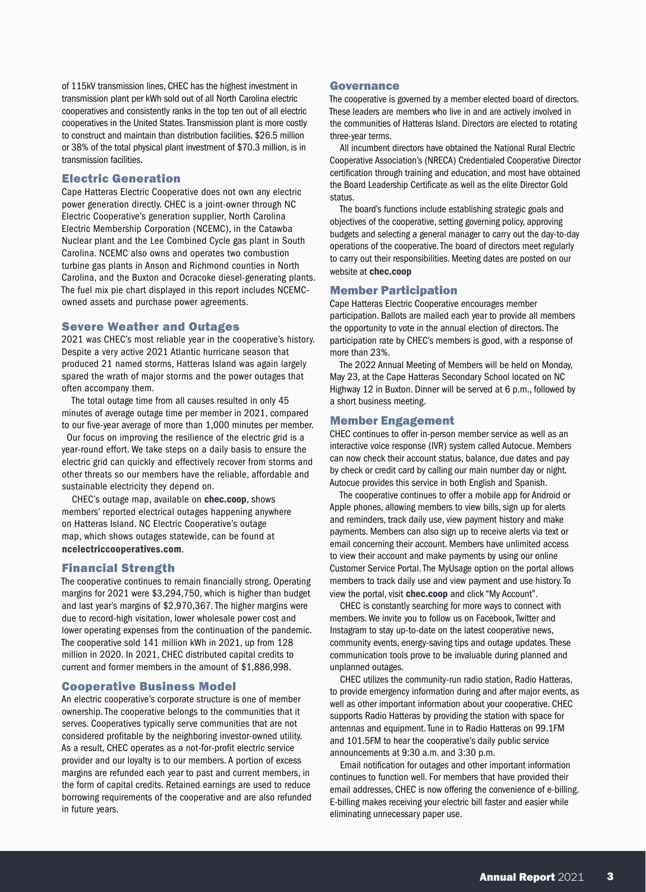of 115kV transmission lines, CHEC has the highest investment in transmission plant per kWh sold out of all North Carolina electric cooperatives and consistently ranks in the top ten out of all electric cooperatives in the United States. Transmission plant is more costly to construct and maintain than distribution facilities. $26.5 million or 38% of the total physical plant investment of $70.3 million, is in transmission facilities.

## Electric Generation

Cape Hatteras Electric Cooperative does not own any electric power generation directly. CHEC is a joint-owner through NC Electric Cooperative's generation supplier, North Carolina Electric Membership Corporation (NCEMC), in the Catawba Nuclear plant and the Lee Combined Cycle gas plant in South Carolina. NCEMC also owns and operates two combustion turbine gas plants in Anson and Richmond counties in North Carolina, and the Buxton and Ocracoke diesel-generating plants. The fuel mix pie chart displayed in this report includes NCEMC-owned assets and purchase power agreements.

## Severe Weather and Outages

2021 was CHEC's most reliable year in the cooperative's history. Despite a very active 2021 Atlantic hurricane season that produced 21 named storms, Hatteras Island was again largely spared the wrath of major storms and the power outages that often accompany them.

The total outage time from all causes resulted in only 45 minutes of average outage time per member in 2021, compared to our five-year average of more than 1,000 minutes per member.

Our focus on improving the resilience of the electric grid is a year-round effort. We take steps on a daily basis to ensure the electric grid can quickly and effectively recover from storms and other threats so our members have the reliable, affordable and sustainable electricity they depend on.

CHEC's outage map, available on **chec.coop**, shows members' reported electrical outages happening anywhere on Hatteras Island. NC Electric Cooperative's outage map, which shows outages statewide, can be found at **ncelectriccooperatives.com**.

## Financial Strength

The cooperative continues to remain financially strong. Operating margins for 2021 were $3,294,750, which is higher than budget and last year's margins of $2,970,367. The higher margins were due to record-high visitation, lower wholesale power cost and lower operating expenses from the continuation of the pandemic. The cooperative sold 141 million kWh in 2021, up from 128 million in 2020. In 2021, CHEC distributed capital credits to current and former members in the amount of $1,886,998.

## Cooperative Business Model

An electric cooperative's corporate structure is one of member ownership. The cooperative belongs to the communities that it serves. Cooperatives typically serve communities that are not considered profitable by the neighboring investor-owned utility. As a result, CHEC operates as a not-for-profit electric service provider and our loyalty is to our members. A portion of excess margins are refunded each year to past and current members, in the form of capital credits. Retained earnings are used to reduce borrowing requirements of the cooperative and are also refunded in future years.

## Governance

The cooperative is governed by a member elected board of directors. These leaders are members who live in and are actively involved in the communities of Hatteras Island. Directors are elected to rotating three-year terms.

All incumbent directors have obtained the National Rural Electric Cooperative Association's (NRECA) Credentialed Cooperative Director certification through training and education, and most have obtained the Board Leadership Certificate as well as the elite Director Gold status.

The board's functions include establishing strategic goals and objectives of the cooperative, setting governing policy, approving budgets and selecting a general manager to carry out the day-to-day operations of the cooperative. The board of directors meet regularly to carry out their responsibilities. Meeting dates are posted on our website at **chec.coop**

## Member Participation

Cape Hatteras Electric Cooperative encourages member participation. Ballots are mailed each year to provide all members the opportunity to vote in the annual election of directors. The participation rate by CHEC's members is good, with a response of more than 23%.

The 2022 Annual Meeting of Members will be held on Monday, May 23, at the Cape Hatteras Secondary School located on NC Highway 12 in Buxton. Dinner will be served at 6 p.m., followed by a short business meeting.

## Member Engagement

CHEC continues to offer in-person member service as well as an interactive voice response (IVR) system called Autocue. Members can now check their account status, balance, due dates and pay by check or credit card by calling our main number day or night. Autocue provides this service in both English and Spanish.

The cooperative continues to offer a mobile app for Android or Apple phones, allowing members to view bills, sign up for alerts and reminders, track daily use, view payment history and make payments. Members can also sign up to receive alerts via text or email concerning their account. Members have unlimited access to view their account and make payments by using our online Customer Service Portal. The MyUsage option on the portal allows members to track daily use and view payment and use history. To view the portal, visit **chec.coop** and click "My Account".

CHEC is constantly searching for more ways to connect with members. We invite you to follow us on Facebook, Twitter and Instagram to stay up-to-date on the latest cooperative news, community events, energy-saving tips and outage updates. These communication tools prove to be invaluable during planned and unplanned outages.

CHEC utilizes the community-run radio station, Radio Hatteras, to provide emergency information during and after major events, as well as other important information about your cooperative. CHEC supports Radio Hatteras by providing the station with space for antennas and equipment. Tune in to Radio Hatteras on 99.1FM and 101.5FM to hear the cooperative's daily public service announcements at 9:30 a.m. and 3:30 p.m.

Email notification for outages and other important information continues to function well. For members that have provided their email addresses, CHEC is now offering the convenience of e-billing. E-billing makes receiving your electric bill faster and easier while eliminating unnecessary paper use.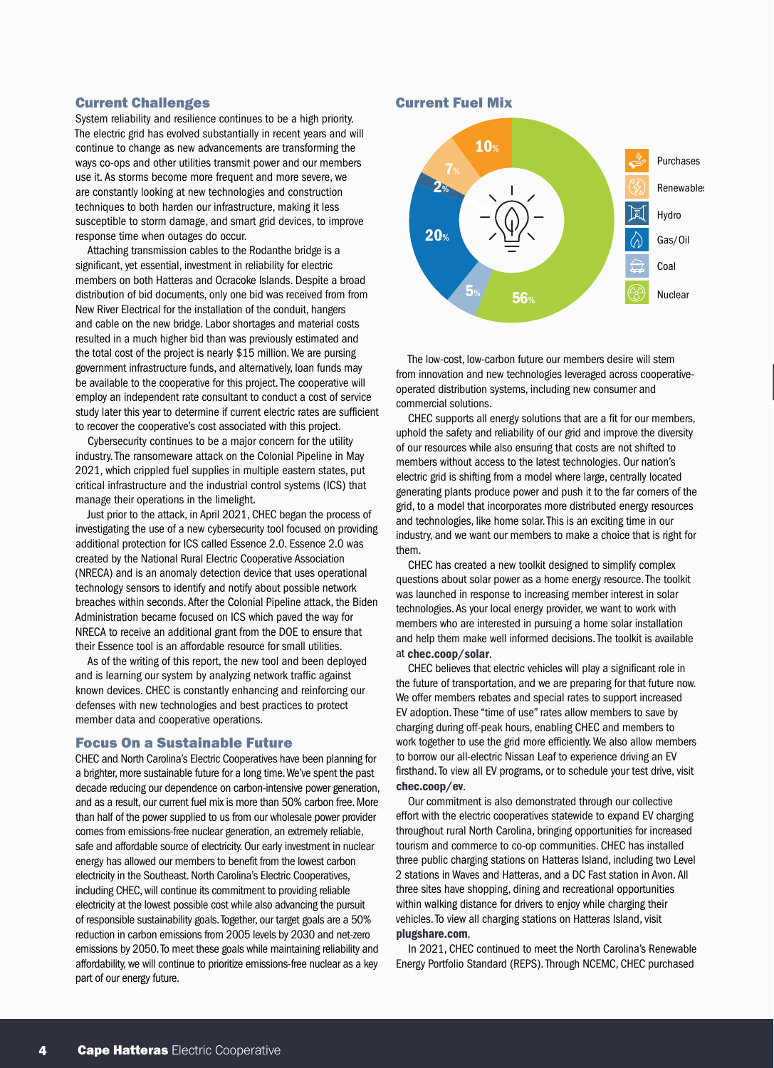## Current Challenges

System reliability and resilience continues to be a high priority. The electric grid has evolved substantially in recent years and will continue to change as new advancements are transforming the ways co-ops and other utilities transmit power and our members use it. As storms become more frequent and more severe, we are constantly looking at new technologies and construction techniques to both harden our infrastructure, making it less susceptible to storm damage, and smart grid devices, to improve response time when outages do occur.

Attaching transmission cables to the Rodanthe bridge is a significant, yet essential, investment in reliability for electric members on both Hatteras and Ocracoke Islands. Despite a broad distribution of bid documents, only one bid was received from New River Electrical for the installation of the conduit, hangers and cable on the new bridge. Labor shortages and material costs resulted in a much higher bid than was previously estimated and the total cost of the project is nearly $15 million. We are pursing government infrastructure funds, and alternatively, loan funds may be available to the cooperative for this project. The cooperative will employ an independent rate consultant to conduct a cost of service study later this year to determine if current electric rates are sufficient to recover the cooperative's cost associated with this project.

Cybersecurity continues to be a major concern for the utility industry. The ransomeware attack on the Colonial Pipeline in May 2021, which crippled fuel supplies in multiple eastern states, put critical infrastructure and the industrial control systems (ICS) that manage their operations in the limelight.

Just prior to the attack, in April 2021, CHEC began the process of investigating the use of a new cybersecurity tool focused on providing additional protection for ICS called Essence 2.0. Essence 2.0 was created by the National Rural Electric Cooperative Association (NRECA) and is an anomaly detection device that uses operational technology sensors to identify and notify about possible network breaches within seconds. After the Colonial Pipeline attack, the Biden Administration became focused on ICS which paved the way for NRECA to receive an additional grant from the DOE to ensure that their Essence tool is an affordable resource for small utilities.

As of the writing of this report, the new tool and been deployed and is learning our system by analyzing network traffic against known devices. CHEC is constantly enhancing and reinforcing our defenses with new technologies and best practices to protect member data and cooperative operations.

## Focus On a Sustainable Future

CHEC and North Carolina's Electric Cooperatives have been planning for a brighter, more sustainable future for a long time. We've spent the past decade reducing our dependence on carbon-intensive power generation, and as a result, our current fuel mix is more than 50% carbon free. More than half of the power supplied to us from our wholesale power provider comes from emissions-free nuclear generation, an extremely reliable, safe and affordable source of electricity. Our early investment in nuclear energy has allowed our members to benefit from the lowest carbon electricity in the Southeast. North Carolina's Electric Cooperatives, including CHEC, will continue its commitment to providing reliable electricity at the lowest possible cost while also advancing the pursuit of responsible sustainability goals. Together, our target goals are a 50% reduction in carbon emissions from 2005 levels by 2030 and net-zero emissions by 2050. To meet these goals while maintaining reliability and affordability, we will continue to prioritize emissions-free nuclear as a key part of our energy future.

## Current Fuel Mix

| Source | Share |
|---|---|
| Purchases | 10% |
| Renewables | 7% |
| Hydro | 2% |
| Gas/Oil | 20% |
| Coal | 5% |
| Nuclear | 56% |

The low-cost, low-carbon future our members desire will stem from innovation and new technologies leveraged across cooperative-operated distribution systems, including new consumer and commercial solutions.

CHEC supports all energy solutions that are a fit for our members, uphold the safety and reliability of our grid and improve the diversity of our resources while also ensuring that costs are not shifted to members without access to the latest technologies. Our nation's electric grid is shifting from a model where large, centrally located generating plants produce power and push it to the far corners of the grid, to a model that incorporates more distributed energy resources and technologies, like home solar. This is an exciting time in our industry, and we want our members to make a choice that is right for them.

CHEC has created a new toolkit designed to simplify complex questions about solar power as a home energy resource. The toolkit was launched in response to increasing member interest in solar technologies. As your local energy provider, we want to work with members who are interested in pursuing a home solar installation and help them make well informed decisions. The toolkit is available at **chec.coop/solar**.

CHEC believes that electric vehicles will play a significant role in the future of transportation, and we are preparing for that future now. We offer members rebates and special rates to support increased EV adoption. These "time of use" rates allow members to save by charging during off-peak hours, enabling CHEC and members to work together to use the grid more efficiently. We also allow members to borrow our all-electric Nissan Leaf to experience driving an EV firsthand. To view all EV programs, or to schedule your test drive, visit **chec.coop/ev**.

Our commitment is also demonstrated through our collective effort with the electric cooperatives statewide to expand EV charging throughout rural North Carolina, bringing opportunities for increased tourism and commerce to co-op communities. CHEC has installed three public charging stations on Hatteras Island, including two Level 2 stations in Waves and Hatteras, and a DC Fast station in Avon. All three sites have shopping, dining and recreational opportunities within walking distance for drivers to enjoy while charging their vehicles. To view all charging stations on Hatteras Island, visit **plugshare.com**.

In 2021, CHEC continued to meet the North Carolina's Renewable Energy Portfolio Standard (REPS). Through NCEMC, CHEC purchased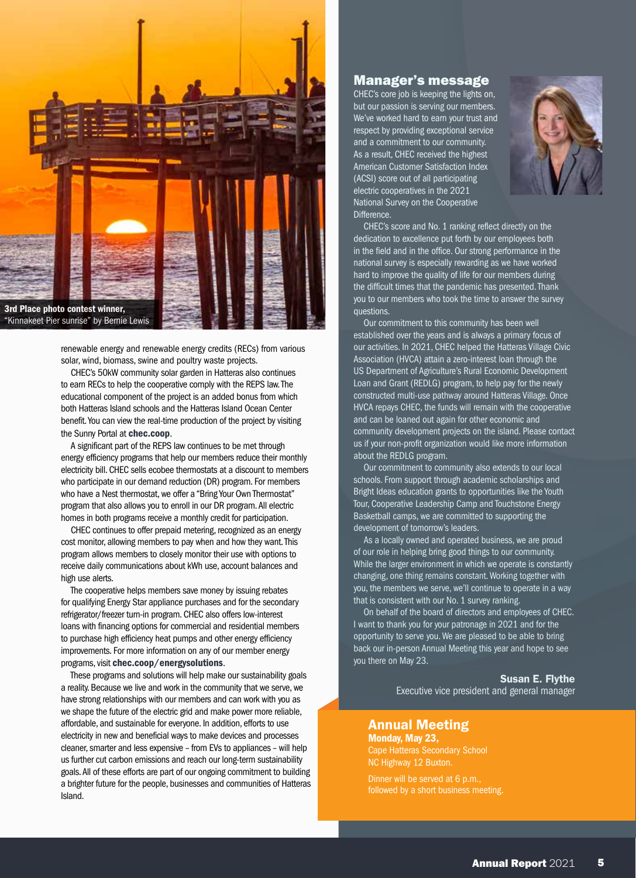**3rd Place photo contest winner,**
"Kinnakeet Pier sunrise" by Bernie Lewis

renewable energy and renewable energy credits (RECs) from various solar, wind, biomass, swine and poultry waste projects.

CHEC's 50kW community solar garden in Hatteras also continues to earn RECs to help the cooperative comply with the REPS law. The educational component of the project is an added bonus from which both Hatteras Island schools and the Hatteras Island Ocean Center benefit. You can view the real-time production of the project by visiting the Sunny Portal at **chec.coop**.

A significant part of the REPS law continues to be met through energy efficiency programs that help our members reduce their monthly electricity bill. CHEC sells ecobee thermostats at a discount to members who participate in our demand reduction (DR) program. For members who have a Nest thermostat, we offer a "Bring Your Own Thermostat" program that also allows you to enroll in our DR program. All electric homes in both programs receive a monthly credit for participation.

CHEC continues to offer prepaid metering, recognized as an energy cost monitor, allowing members to pay when and how they want. This program allows members to closely monitor their use with options to receive daily communications about kWh use, account balances and high use alerts.

The cooperative helps members save money by issuing rebates for qualifying Energy Star appliance purchases and for the secondary refrigerator/freezer turn-in program. CHEC also offers low-interest loans with financing options for commercial and residential members to purchase high efficiency heat pumps and other energy efficiency improvements. For more information on any of our member energy programs, visit **chec.coop/energysolutions**.

These programs and solutions will help make our sustainability goals a reality. Because we live and work in the community that we serve, we have strong relationships with our members and can work with you as we shape the future of the electric grid and make power more reliable, affordable, and sustainable for everyone. In addition, efforts to use electricity in new and beneficial ways to make devices and processes cleaner, smarter and less expensive – from EVs to appliances – will help us further cut carbon emissions and reach our long-term sustainability goals. All of these efforts are part of our ongoing commitment to building a brighter future for the people, businesses and communities of Hatteras Island.

## Manager's message

CHEC's core job is keeping the lights on, but our passion is serving our members. We've worked hard to earn your trust and respect by providing exceptional service and a commitment to our community. As a result, CHEC received the highest American Customer Satisfaction Index (ACSI) score out of all participating electric cooperatives in the 2021 National Survey on the Cooperative Difference.

CHEC's score and No. 1 ranking reflect directly on the dedication to excellence put forth by our employees both in the field and in the office. Our strong performance in the national survey is especially rewarding as we have worked hard to improve the quality of life for our members during the difficult times that the pandemic has presented. Thank you to our members who took the time to answer the survey questions.

Our commitment to this community has been well established over the years and is always a primary focus of our activities. In 2021, CHEC helped the Hatteras Village Civic Association (HVCA) attain a zero-interest loan through the US Department of Agriculture's Rural Economic Development Loan and Grant (REDLG) program, to help pay for the newly constructed multi-use pathway around Hatteras Village. Once HVCA repays CHEC, the funds will remain with the cooperative and can be loaned out again for other economic and community development projects on the island. Please contact us if your non-profit organization would like more information about the REDLG program.

Our commitment to community also extends to our local schools. From support through academic scholarships and Bright Ideas education grants to opportunities like the Youth Tour, Cooperative Leadership Camp and Touchstone Energy Basketball camps, we are committed to supporting the development of tomorrow's leaders.

As a locally owned and operated business, we are proud of our role in helping bring good things to our community. While the larger environment in which we operate is constantly changing, one thing remains constant. Working together with you, the members we serve, we'll continue to operate in a way that is consistent with our No. 1 survey ranking.

On behalf of the board of directors and employees of CHEC, I want to thank you for your patronage in 2021 and for the opportunity to serve you. We are pleased to be able to bring back our in-person Annual Meeting this year and hope to see you there on May 23.

**Susan E. Flythe**
Executive vice president and general manager

## Annual Meeting

**Monday, May 23,**
Cape Hatteras Secondary School
NC Highway 12 Buxton.

Dinner will be served at 6 p.m., followed by a short business meeting.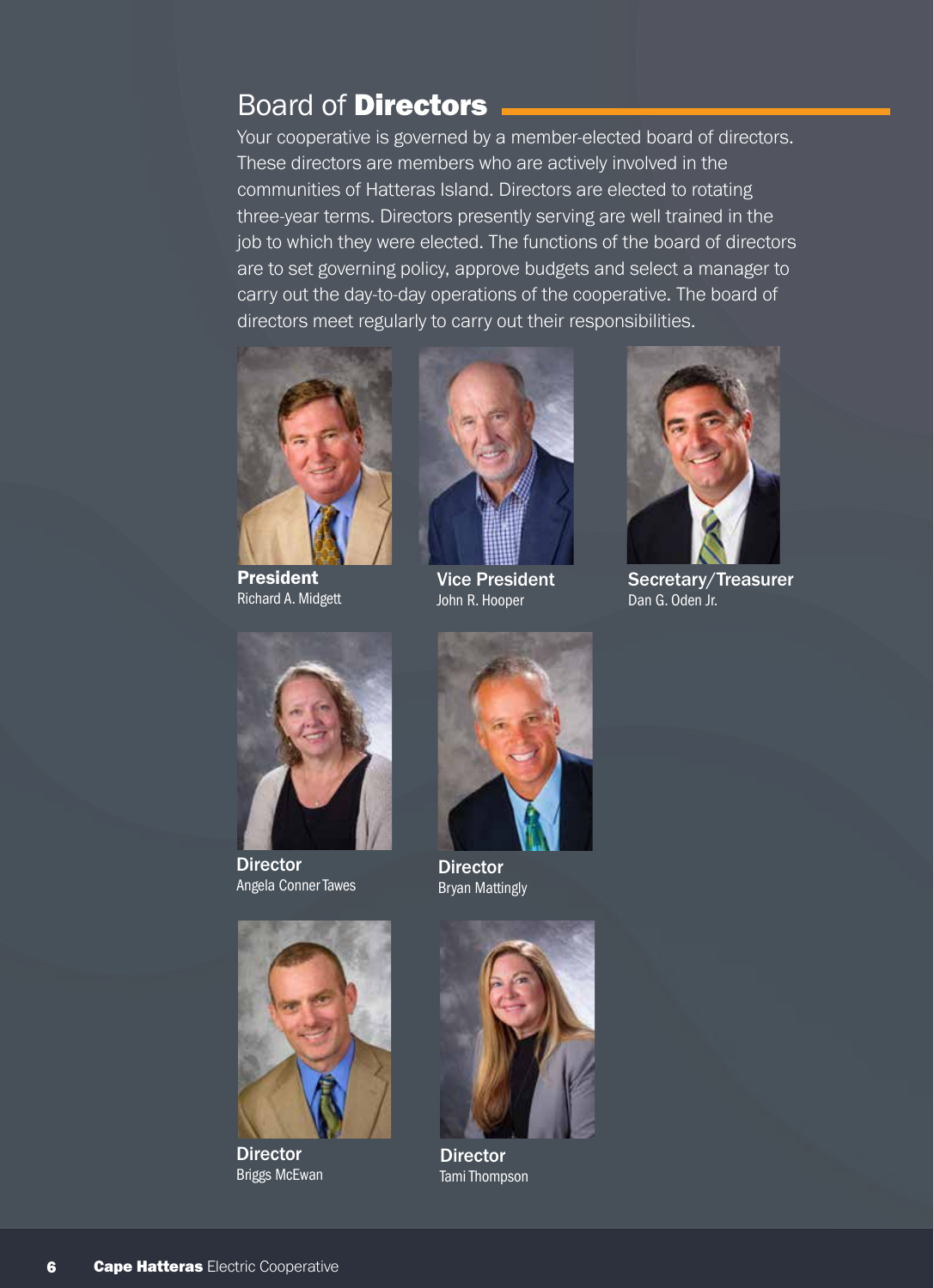## Board of **Directors**

Your cooperative is governed by a member-elected board of directors. These directors are members who are actively involved in the communities of Hatteras Island. Directors are elected to rotating three-year terms. Directors presently serving are well trained in the job to which they were elected. The functions of the board of directors are to set governing policy, approve budgets and select a manager to carry out the day-to-day operations of the cooperative. The board of directors meet regularly to carry out their responsibilities.

**President**
Richard A. Midgett

**Vice President**
John R. Hooper

**Secretary/Treasurer**
Dan G. Oden Jr.

**Director**
Angela Conner Tawes

**Director**
Bryan Mattingly

**Director**
Briggs McEwan

**Director**
Tami Thompson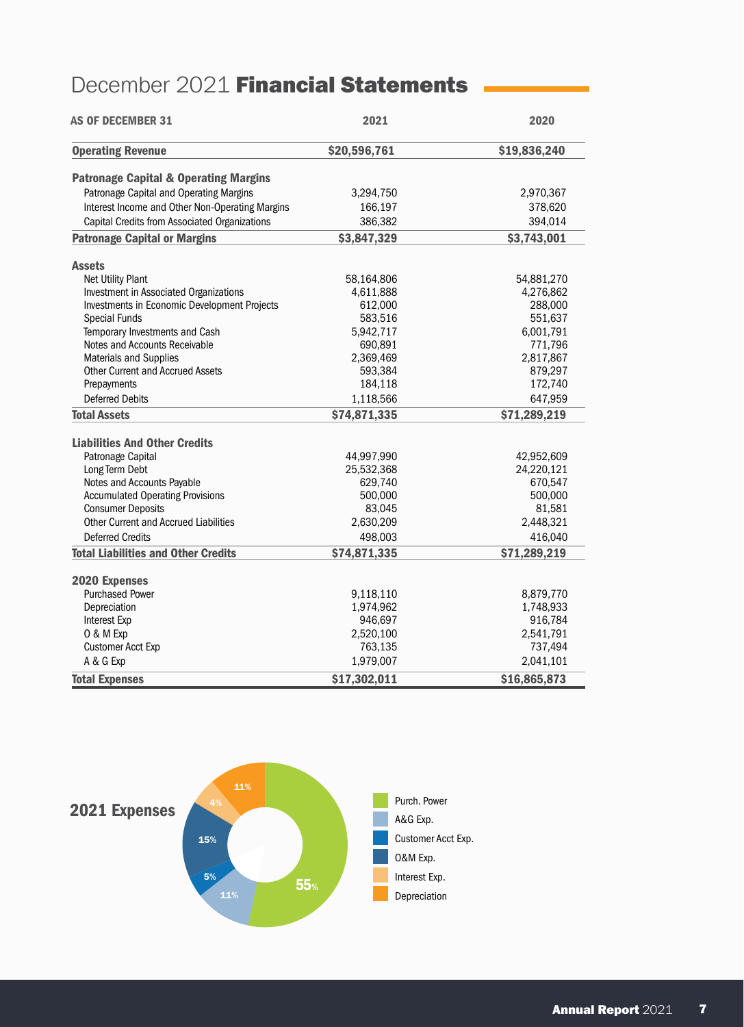# December 2021 **Financial Statements**

| AS OF DECEMBER 31 | 2021 | 2020 |
|---|---|---|
| **Operating Revenue** | **$20,596,761** | **$19,836,240** |
| **Patronage Capital & Operating Margins** | | |
| Patronage Capital and Operating Margins | 3,294,750 | 2,970,367 |
| Interest Income and Other Non-Operating Margins | 166,197 | 378,620 |
| Capital Credits from Associated Organizations | 386,382 | 394,014 |
| **Patronage Capital or Margins** | **$3,847,329** | **$3,743,001** |
| **Assets** | | |
| Net Utility Plant | 58,164,806 | 54,881,270 |
| Investment in Associated Organizations | 4,611,888 | 4,276,862 |
| Investments in Economic Development Projects | 612,000 | 288,000 |
| Special Funds | 583,516 | 551,637 |
| Temporary Investments and Cash | 5,942,717 | 6,001,791 |
| Notes and Accounts Receivable | 690,891 | 771,796 |
| Materials and Supplies | 2,369,469 | 2,817,867 |
| Other Current and Accrued Assets | 593,384 | 879,297 |
| Prepayments | 184,118 | 172,740 |
| Deferred Debits | 1,118,566 | 647,959 |
| **Total Assets** | **$74,871,335** | **$71,289,219** |
| **Liabilities And Other Credits** | | |
| Patronage Capital | 44,997,990 | 42,952,609 |
| Long Term Debt | 25,532,368 | 24,220,121 |
| Notes and Accounts Payable | 629,740 | 670,547 |
| Accumulated Operating Provisions | 500,000 | 500,000 |
| Consumer Deposits | 83,045 | 81,581 |
| Other Current and Accrued Liabilities | 2,630,209 | 2,448,321 |
| Deferred Credits | 498,003 | 416,040 |
| **Total Liabilities and Other Credits** | **$74,871,335** | **$71,289,219** |
| **2020 Expenses** | | |
| Purchased Power | 9,118,110 | 8,879,770 |
| Depreciation | 1,974,962 | 1,748,933 |
| Interest Exp | 946,697 | 916,784 |
| O & M Exp | 2,520,100 | 2,541,791 |
| Customer Acct Exp | 763,135 | 737,494 |
| A & G Exp | 1,979,007 | 2,041,101 |
| **Total Expenses** | **$17,302,011** | **$16,865,873** |

## 2021 Expenses

| Category | Share |
|---|---|
| Purch. Power | 55% |
| A&G Exp. | 11% |
| Customer Acct Exp. | 5% |
| O&M Exp. | 15% |
| Interest Exp. | 4% |
| Depreciation | 11% |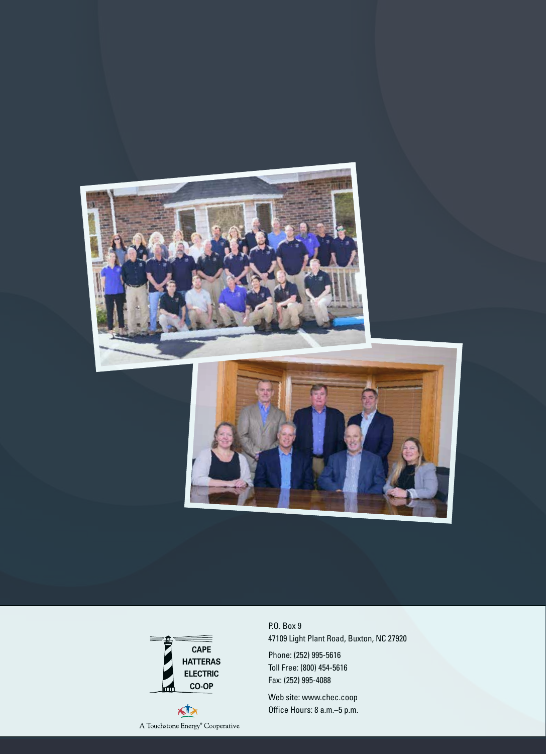CAPE HATTERAS ELECTRIC CO-OP

A Touchstone Energy® Cooperative

P.O. Box 9
47109 Light Plant Road, Buxton, NC 27920

Phone: (252) 995-5616
Toll Free: (800) 454-5616
Fax: (252) 995-4088

Web site: www.chec.coop
Office Hours: 8 a.m.–5 p.m.